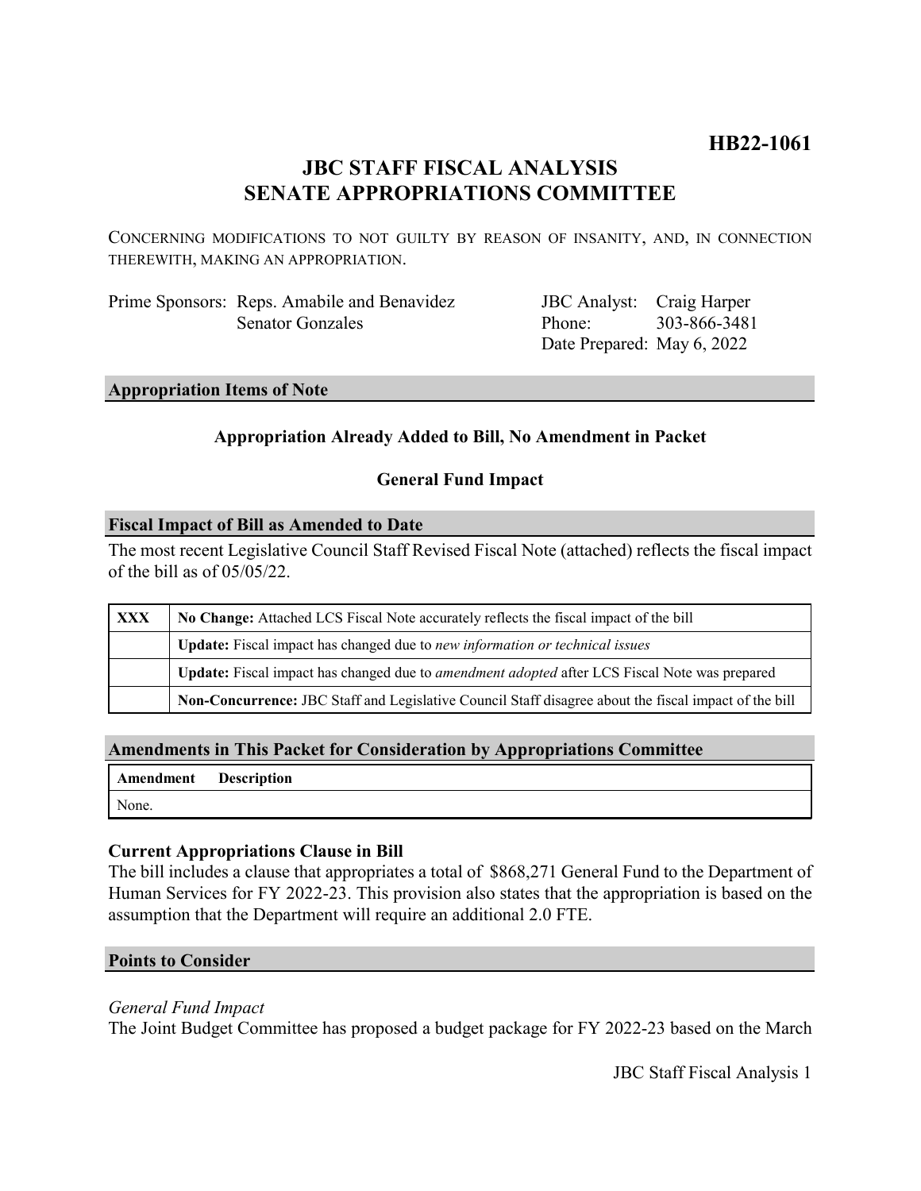**HB22-1061**

# JBC STAFF FISCAL ANALYSIS
# SENATE APPROPRIATIONS COMMITTEE

CONCERNING MODIFICATIONS TO NOT GUILTY BY REASON OF INSANITY, AND, IN CONNECTION THEREWITH, MAKING AN APPROPRIATION.

| | | | |
|---|---|---|---|
| Prime Sponsors: | Reps. Amabile and Benavidez | JBC Analyst: | Craig Harper |
| | Senator Gonzales | Phone: | 303-866-3481 |
| | | Date Prepared: | May 6, 2022 |

## Appropriation Items of Note

**Appropriation Already Added to Bill, No Amendment in Packet**

**General Fund Impact**

## Fiscal Impact of Bill as Amended to Date

The most recent Legislative Council Staff Revised Fiscal Note (attached) reflects the fiscal impact of the bill as of 05/05/22.

| | |
|---|---|
| **XXX** | **No Change:** Attached LCS Fiscal Note accurately reflects the fiscal impact of the bill |
| | **Update:** Fiscal impact has changed due to *new information or technical issues* |
| | **Update:** Fiscal impact has changed due to *amendment adopted* after LCS Fiscal Note was prepared |
| | **Non-Concurrence:** JBC Staff and Legislative Council Staff disagree about the fiscal impact of the bill |

## Amendments in This Packet for Consideration by Appropriations Committee

| Amendment | Description |
|---|---|
| None. | |

### Current Appropriations Clause in Bill

The bill includes a clause that appropriates a total of $868,271 General Fund to the Department of Human Services for FY 2022-23. This provision also states that the appropriation is based on the assumption that the Department will require an additional 2.0 FTE.

## Points to Consider

*General Fund Impact*

The Joint Budget Committee has proposed a budget package for FY 2022-23 based on the March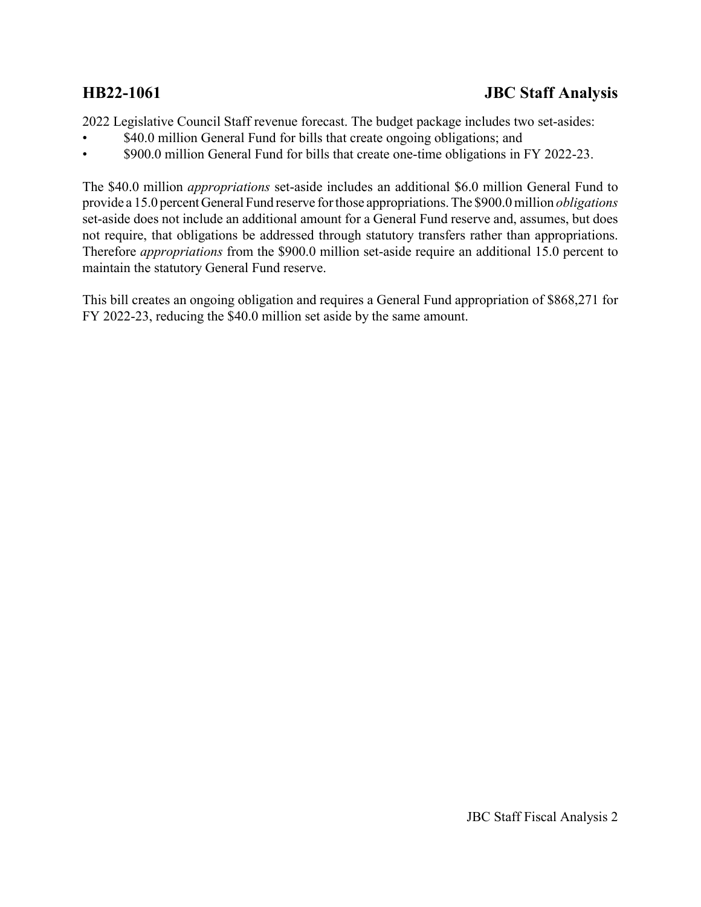2022 Legislative Council Staff revenue forecast. The budget package includes two set-asides:

- $40.0 million General Fund for bills that create ongoing obligations; and
- $900.0 million General Fund for bills that create one-time obligations in FY 2022-23.

The $40.0 million *appropriations* set-aside includes an additional $6.0 million General Fund to provide a 15.0 percent General Fund reserve for those appropriations. The $900.0 million *obligations* set-aside does not include an additional amount for a General Fund reserve and, assumes, but does not require, that obligations be addressed through statutory transfers rather than appropriations. Therefore *appropriations* from the $900.0 million set-aside require an additional 15.0 percent to maintain the statutory General Fund reserve.

This bill creates an ongoing obligation and requires a General Fund appropriation of $868,271 for FY 2022-23, reducing the $40.0 million set aside by the same amount.